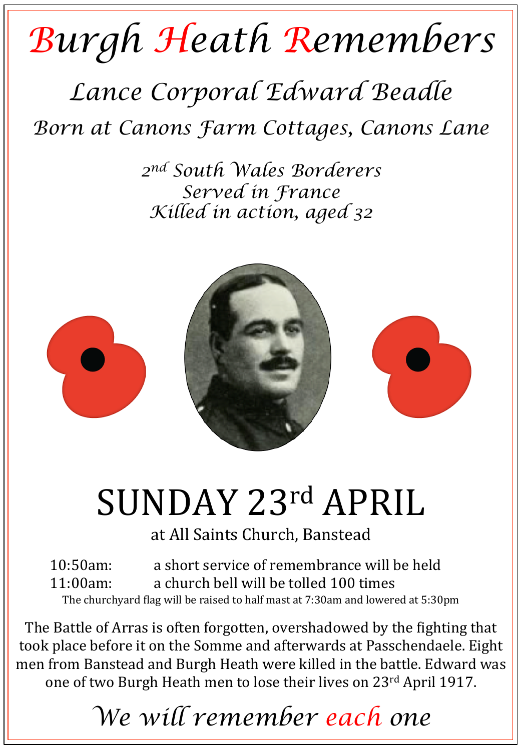# Burgh Heath Remembers

## *Lance Corporal Edward Beadle*

*Born at Canons Farm Cottages, Canons Lane*

*2nd South Wales Borderers*
*Served in France*
*Killed in action, aged 32*

# SUNDAY 23rd APRIL

at All Saints Church, Banstead

10:50am: a short service of remembrance will be held
11:00am: a church bell will be tolled 100 times

The churchyard flag will be raised to half mast at 7:30am and lowered at 5:30pm

The Battle of Arras is often forgotten, overshadowed by the fighting that took place before it on the Somme and afterwards at Passchendaele. Eight men from Banstead and Burgh Heath were killed in the battle. Edward was one of two Burgh Heath men to lose their lives on 23rd April 1917.

*We will remember each one*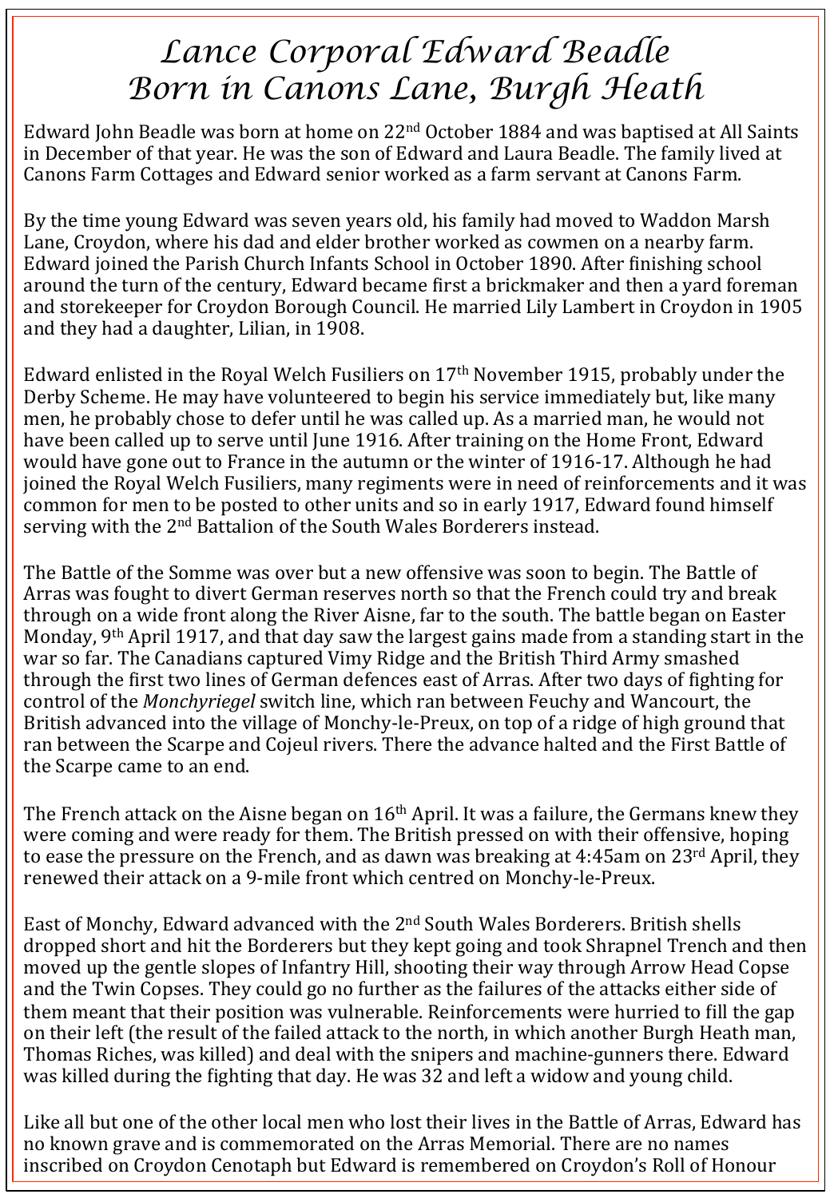# *Lance Corporal Edward Beadle*
# *Born in Canons Lane, Burgh Heath*

Edward John Beadle was born at home on 22nd October 1884 and was baptised at All Saints in December of that year. He was the son of Edward and Laura Beadle. The family lived at Canons Farm Cottages and Edward senior worked as a farm servant at Canons Farm.

By the time young Edward was seven years old, his family had moved to Waddon Marsh Lane, Croydon, where his dad and elder brother worked as cowmen on a nearby farm. Edward joined the Parish Church Infants School in October 1890. After finishing school around the turn of the century, Edward became first a brickmaker and then a yard foreman and storekeeper for Croydon Borough Council. He married Lily Lambert in Croydon in 1905 and they had a daughter, Lilian, in 1908.

Edward enlisted in the Royal Welch Fusiliers on 17th November 1915, probably under the Derby Scheme. He may have volunteered to begin his service immediately but, like many men, he probably chose to defer until he was called up. As a married man, he would not have been called up to serve until June 1916. After training on the Home Front, Edward would have gone out to France in the autumn or the winter of 1916-17. Although he had joined the Royal Welch Fusiliers, many regiments were in need of reinforcements and it was common for men to be posted to other units and so in early 1917, Edward found himself serving with the 2nd Battalion of the South Wales Borderers instead.

The Battle of the Somme was over but a new offensive was soon to begin. The Battle of Arras was fought to divert German reserves north so that the French could try and break through on a wide front along the River Aisne, far to the south. The battle began on Easter Monday, 9th April 1917, and that day saw the largest gains made from a standing start in the war so far. The Canadians captured Vimy Ridge and the British Third Army smashed through the first two lines of German defences east of Arras. After two days of fighting for control of the *Monchyriegel* switch line, which ran between Feuchy and Wancourt, the British advanced into the village of Monchy-le-Preux, on top of a ridge of high ground that ran between the Scarpe and Cojeul rivers. There the advance halted and the First Battle of the Scarpe came to an end.

The French attack on the Aisne began on 16th April. It was a failure, the Germans knew they were coming and were ready for them. The British pressed on with their offensive, hoping to ease the pressure on the French, and as dawn was breaking at 4:45am on 23rd April, they renewed their attack on a 9-mile front which centred on Monchy-le-Preux.

East of Monchy, Edward advanced with the 2nd South Wales Borderers. British shells dropped short and hit the Borderers but they kept going and took Shrapnel Trench and then moved up the gentle slopes of Infantry Hill, shooting their way through Arrow Head Copse and the Twin Copses. They could go no further as the failures of the attacks either side of them meant that their position was vulnerable. Reinforcements were hurried to fill the gap on their left (the result of the failed attack to the north, in which another Burgh Heath man, Thomas Riches, was killed) and deal with the snipers and machine-gunners there. Edward was killed during the fighting that day. He was 32 and left a widow and young child.

Like all but one of the other local men who lost their lives in the Battle of Arras, Edward has no known grave and is commemorated on the Arras Memorial. There are no names inscribed on Croydon Cenotaph but Edward is remembered on Croydon's Roll of Honour